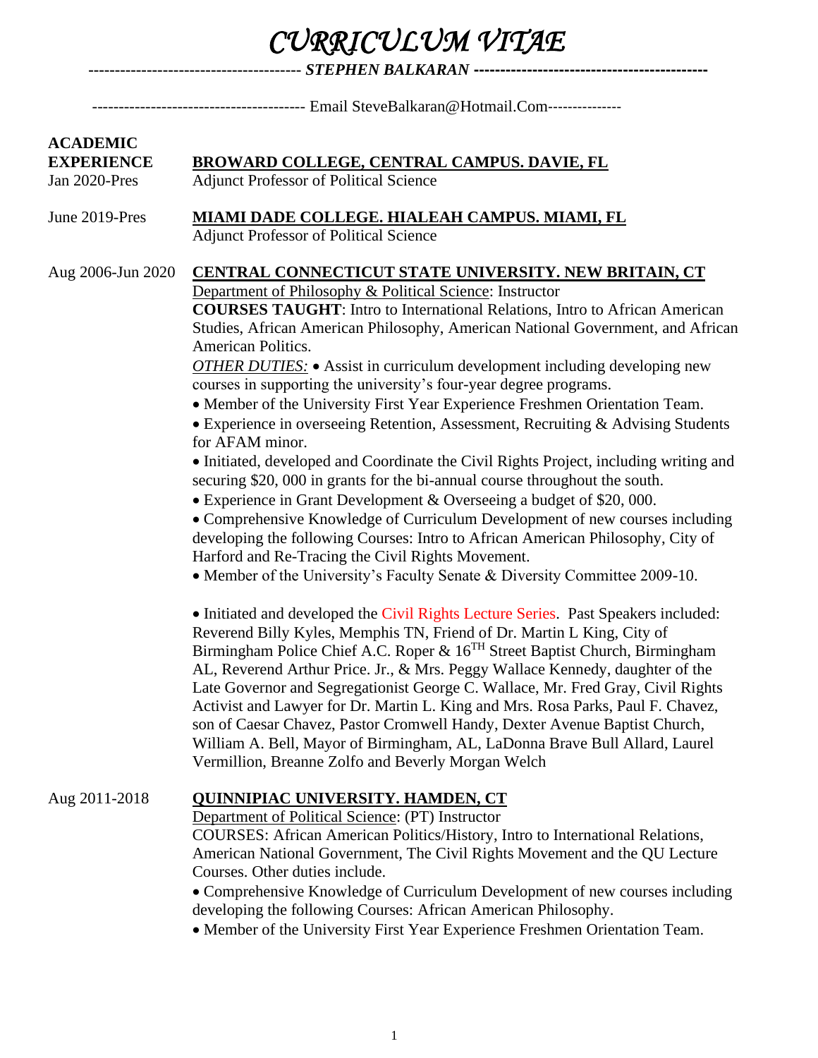# *CURRICULUM VITAE*

---------------------------------------- ***STEPHEN BALKARAN*** --------------------------------------------

---------------------------------------- Email SteveBalkaran@Hotmail.Com--------------

**ACADEMIC EXPERIENCE**

Jan 2020-Pres

**BROWARD COLLEGE, CENTRAL CAMPUS. DAVIE, FL**
Adjunct Professor of Political Science

June 2019-Pres

**MIAMI DADE COLLEGE. HIALEAH CAMPUS. MIAMI, FL**
Adjunct Professor of Political Science

Aug 2006-Jun 2020

**CENTRAL CONNECTICUT STATE UNIVERSITY. NEW BRITAIN, CT**
Department of Philosophy & Political Science: Instructor

**COURSES TAUGHT**: Intro to International Relations, Intro to African American Studies, African American Philosophy, American National Government, and African American Politics.

*OTHER DUTIES:* • Assist in curriculum development including developing new courses in supporting the university's four-year degree programs.

- Member of the University First Year Experience Freshmen Orientation Team.
- Experience in overseeing Retention, Assessment, Recruiting & Advising Students for AFAM minor.
- Initiated, developed and Coordinate the Civil Rights Project, including writing and securing $20, 000 in grants for the bi-annual course throughout the south.
- Experience in Grant Development & Overseeing a budget of $20, 000.
- Comprehensive Knowledge of Curriculum Development of new courses including developing the following Courses: Intro to African American Philosophy, City of Harford and Re-Tracing the Civil Rights Movement.
- Member of the University's Faculty Senate & Diversity Committee 2009-10.

- Initiated and developed the Civil Rights Lecture Series. Past Speakers included: Reverend Billy Kyles, Memphis TN, Friend of Dr. Martin L King, City of Birmingham Police Chief A.C. Roper & 16TH Street Baptist Church, Birmingham AL, Reverend Arthur Price. Jr., & Mrs. Peggy Wallace Kennedy, daughter of the Late Governor and Segregationist George C. Wallace, Mr. Fred Gray, Civil Rights Activist and Lawyer for Dr. Martin L. King and Mrs. Rosa Parks, Paul F. Chavez, son of Caesar Chavez, Pastor Cromwell Handy, Dexter Avenue Baptist Church, William A. Bell, Mayor of Birmingham, AL, LaDonna Brave Bull Allard, Laurel Vermillion, Breanne Zolfo and Beverly Morgan Welch

Aug 2011-2018

**QUINNIPIAC UNIVERSITY. HAMDEN, CT**
Department of Political Science: (PT) Instructor

COURSES: African American Politics/History, Intro to International Relations, American National Government, The Civil Rights Movement and the QU Lecture Courses. Other duties include.

- Comprehensive Knowledge of Curriculum Development of new courses including developing the following Courses: African American Philosophy.
- Member of the University First Year Experience Freshmen Orientation Team.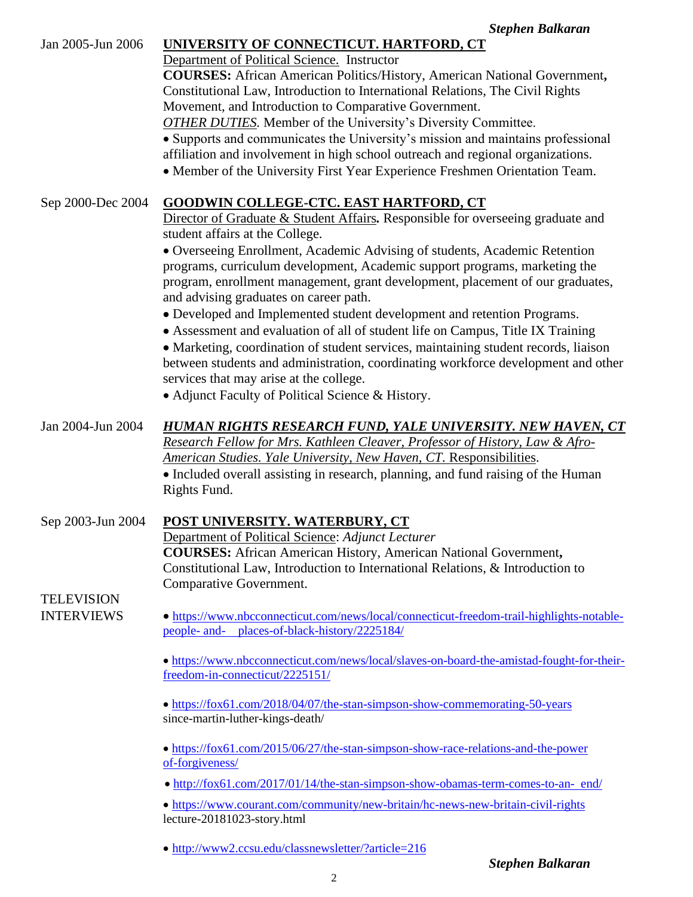Jan 2005-Jun 2006 **UNIVERSITY OF CONNECTICUT. HARTFORD, CT**

Department of Political Science. Instructor

**COURSES:** African American Politics/History, American National Government**,** Constitutional Law, Introduction to International Relations, The Civil Rights Movement, and Introduction to Comparative Government.

*OTHER DUTIES.* Member of the University's Diversity Committee.

- Supports and communicates the University's mission and maintains professional affiliation and involvement in high school outreach and regional organizations.
- Member of the University First Year Experience Freshmen Orientation Team.

Sep 2000-Dec 2004 **GOODWIN COLLEGE-CTC. EAST HARTFORD, CT**

Director of Graduate & Student Affairs**.** Responsible for overseeing graduate and student affairs at the College.

- Overseeing Enrollment, Academic Advising of students, Academic Retention programs, curriculum development, Academic support programs, marketing the program, enrollment management, grant development, placement of our graduates, and advising graduates on career path.
- Developed and Implemented student development and retention Programs.
- Assessment and evaluation of all of student life on Campus, Title IX Training
- Marketing, coordination of student services, maintaining student records, liaison between students and administration, coordinating workforce development and other services that may arise at the college.
- Adjunct Faculty of Political Science & History.

Jan 2004-Jun 2004 ***HUMAN RIGHTS RESEARCH FUND, YALE UNIVERSITY. NEW HAVEN, CT***

*Research Fellow for Mrs. Kathleen Cleaver, Professor of History, Law & Afro-American Studies. Yale University, New Haven, CT.* Responsibilities.

- Included overall assisting in research, planning, and fund raising of the Human Rights Fund.

Sep 2003-Jun 2004 **POST UNIVERSITY. WATERBURY, CT**

Department of Political Science: *Adjunct Lecturer*

**COURSES:** African American History, American National Government**,** Constitutional Law, Introduction to International Relations, & Introduction to Comparative Government.

TELEVISION INTERVIEWS

- https://www.nbcconnecticut.com/news/local/connecticut-freedom-trail-highlights-notable-people- and- places-of-black-history/2225184/
- https://www.nbcconnecticut.com/news/local/slaves-on-board-the-amistad-fought-for-their-freedom-in-connecticut/2225151/
- https://fox61.com/2018/04/07/the-stan-simpson-show-commemorating-50-years since-martin-luther-kings-death/
- https://fox61.com/2015/06/27/the-stan-simpson-show-race-relations-and-the-power of-forgiveness/
- http://fox61.com/2017/01/14/the-stan-simpson-show-obamas-term-comes-to-an- end/
- https://www.courant.com/community/new-britain/hc-news-new-britain-civil-rights lecture-20181023-story.html
- http://www2.ccsu.edu/classnewsletter/?article=216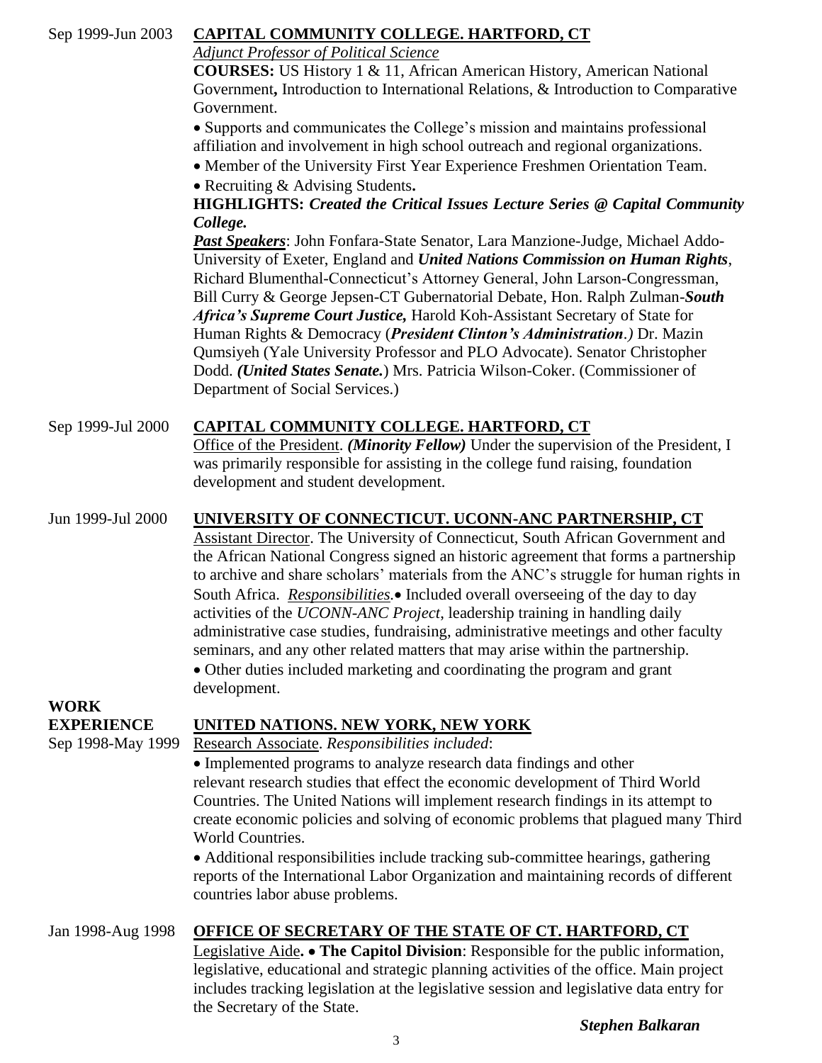Sep 1999-Jun 2003 **CAPITAL COMMUNITY COLLEGE. HARTFORD, CT**

*Adjunct Professor of Political Science*

**COURSES:** US History 1 & 11, African American History, American National Government**,** Introduction to International Relations, & Introduction to Comparative Government.

- Supports and communicates the College's mission and maintains professional affiliation and involvement in high school outreach and regional organizations.
- Member of the University First Year Experience Freshmen Orientation Team.
- Recruiting & Advising Students**.**

**HIGHLIGHTS:** ***Created the Critical Issues Lecture Series @ Capital Community College.***

***Past Speakers***: John Fonfara-State Senator, Lara Manzione-Judge, Michael Addo-University of Exeter, England and ***United Nations Commission on Human Rights***, Richard Blumenthal-Connecticut's Attorney General, John Larson-Congressman, Bill Curry & George Jepsen-CT Gubernatorial Debate, Hon. Ralph Zulman-***South Africa's Supreme Court Justice,*** Harold Koh-Assistant Secretary of State for Human Rights & Democracy (***President Clinton's Administration***.*)* Dr. Mazin Qumsiyeh (Yale University Professor and PLO Advocate). Senator Christopher Dodd. ***(United States Senate.***) Mrs. Patricia Wilson-Coker. (Commissioner of Department of Social Services.)

Sep 1999-Jul 2000 **CAPITAL COMMUNITY COLLEGE. HARTFORD, CT**

Office of the President. ***(Minority Fellow)*** Under the supervision of the President, I was primarily responsible for assisting in the college fund raising, foundation development and student development.

Jun 1999-Jul 2000 **UNIVERSITY OF CONNECTICUT. UCONN-ANC PARTNERSHIP, CT**

Assistant Director. The University of Connecticut, South African Government and the African National Congress signed an historic agreement that forms a partnership to archive and share scholars' materials from the ANC's struggle for human rights in South Africa. *Responsibilities.* • Included overall overseeing of the day to day activities of the *UCONN-ANC Project*, leadership training in handling daily administrative case studies, fundraising, administrative meetings and other faculty seminars, and any other related matters that may arise within the partnership.

- Other duties included marketing and coordinating the program and grant development.

## WORK EXPERIENCE

Sep 1998-May 1999 **UNITED NATIONS. NEW YORK, NEW YORK**

Research Associate. *Responsibilities included*:

- Implemented programs to analyze research data findings and other relevant research studies that effect the economic development of Third World Countries. The United Nations will implement research findings in its attempt to create economic policies and solving of economic problems that plagued many Third World Countries.
- Additional responsibilities include tracking sub-committee hearings, gathering reports of the International Labor Organization and maintaining records of different countries labor abuse problems.

Jan 1998-Aug 1998 **OFFICE OF SECRETARY OF THE STATE OF CT. HARTFORD, CT**

Legislative Aide**.** • **The Capitol Division**: Responsible for the public information, legislative, educational and strategic planning activities of the office. Main project includes tracking legislation at the legislative session and legislative data entry for the Secretary of the State.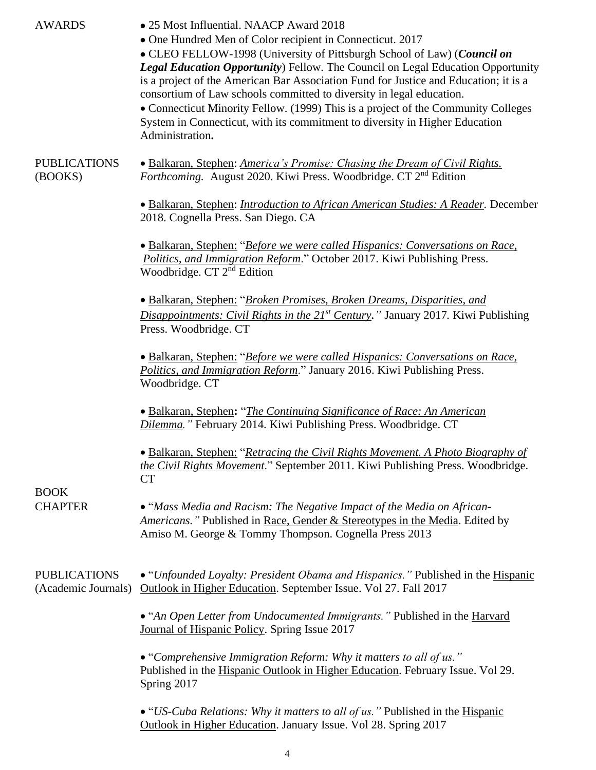## AWARDS

- 25 Most Influential. NAACP Award 2018
- One Hundred Men of Color recipient in Connecticut. 2017
- CLEO FELLOW-1998 (University of Pittsburgh School of Law) (***Council on Legal Education Opportunity***) Fellow. The Council on Legal Education Opportunity is a project of the American Bar Association Fund for Justice and Education; it is a consortium of Law schools committed to diversity in legal education.
- Connecticut Minority Fellow. (1999) This is a project of the Community Colleges System in Connecticut, with its commitment to diversity in Higher Education Administration**.**

## PUBLICATIONS (BOOKS)

- Balkaran, Stephen: *America's Promise: Chasing the Dream of Civil Rights. Forthcoming.* August 2020. Kiwi Press. Woodbridge. CT 2nd Edition

- Balkaran, Stephen: *Introduction to African American Studies: A Reader.* December 2018. Cognella Press. San Diego. CA

- Balkaran, Stephen: "*Before we were called Hispanics: Conversations on Race, Politics, and Immigration Reform*." October 2017. Kiwi Publishing Press. Woodbridge. CT 2nd Edition

- Balkaran, Stephen: "*Broken Promises, Broken Dreams, Disparities, and Disappointments: Civil Rights in the 21st Century***.**" January 2017. Kiwi Publishing Press. Woodbridge. CT

- Balkaran, Stephen: "*Before we were called Hispanics: Conversations on Race, Politics, and Immigration Reform*." January 2016. Kiwi Publishing Press. Woodbridge. CT

- Balkaran, Stephen**:** "*The Continuing Significance of Race: An American Dilemma.*" February 2014. Kiwi Publishing Press. Woodbridge. CT

- Balkaran, Stephen: "*Retracing the Civil Rights Movement. A Photo Biography of the Civil Rights Movement*." September 2011. Kiwi Publishing Press. Woodbridge. CT

## BOOK CHAPTER

- "*Mass Media and Racism: The Negative Impact of the Media on African-Americans.*" Published in Race, Gender & Stereotypes in the Media. Edited by Amiso M. George & Tommy Thompson. Cognella Press 2013

## PUBLICATIONS (Academic Journals)

- "*Unfounded Loyalty: President Obama and Hispanics.*" Published in the Hispanic Outlook in Higher Education. September Issue. Vol 27. Fall 2017

- "*An Open Letter from Undocumented Immigrants.*" Published in the Harvard Journal of Hispanic Policy. Spring Issue 2017

- "*Comprehensive Immigration Reform: Why it matters to all of us.*" Published in the Hispanic Outlook in Higher Education. February Issue. Vol 29. Spring 2017

- "*US-Cuba Relations: Why it matters to all of us.*" Published in the Hispanic Outlook in Higher Education. January Issue. Vol 28. Spring 2017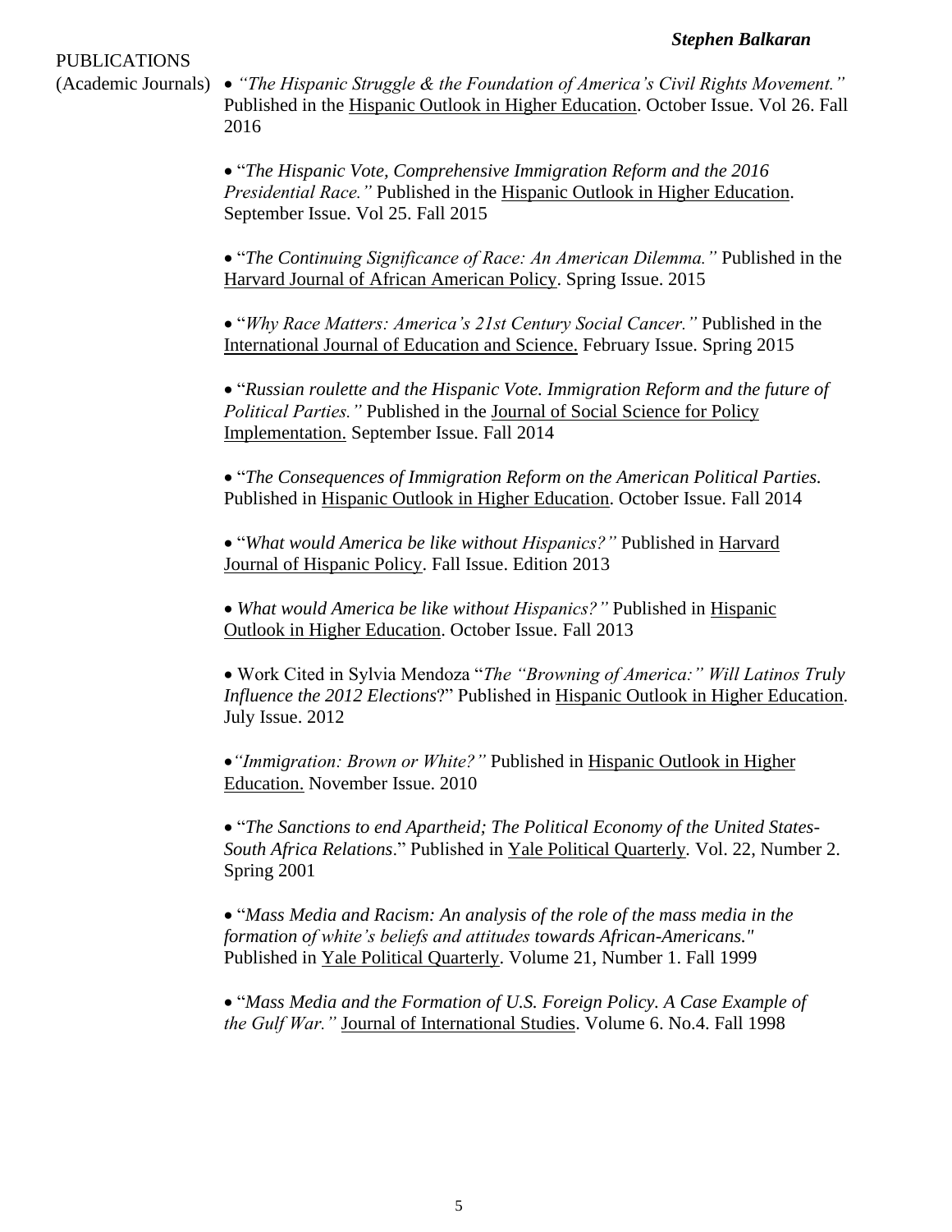## PUBLICATIONS

(Academic Journals)

- *"The Hispanic Struggle & the Foundation of America's Civil Rights Movement."* Published in the Hispanic Outlook in Higher Education. October Issue. Vol 26. Fall 2016

- "*The Hispanic Vote, Comprehensive Immigration Reform and the 2016 Presidential Race."* Published in the Hispanic Outlook in Higher Education. September Issue. Vol 25. Fall 2015

- "*The Continuing Significance of Race: An American Dilemma."* Published in the Harvard Journal of African American Policy. Spring Issue. 2015

- "*Why Race Matters: America's 21st Century Social Cancer."* Published in the International Journal of Education and Science. February Issue. Spring 2015

- "*Russian roulette and the Hispanic Vote. Immigration Reform and the future of Political Parties."* Published in the Journal of Social Science for Policy Implementation. September Issue. Fall 2014

- "*The Consequences of Immigration Reform on the American Political Parties.* Published in Hispanic Outlook in Higher Education. October Issue. Fall 2014

- "*What would America be like without Hispanics?"* Published in Harvard Journal of Hispanic Policy. Fall Issue. Edition 2013

- *What would America be like without Hispanics?"* Published in Hispanic Outlook in Higher Education. October Issue. Fall 2013

- Work Cited in Sylvia Mendoza "*The "Browning of America:" Will Latinos Truly Influence the 2012 Elections*?" Published in Hispanic Outlook in Higher Education. July Issue. 2012

- *"Immigration: Brown or White?"* Published in Hispanic Outlook in Higher Education. November Issue. 2010

- "*The Sanctions to end Apartheid; The Political Economy of the United States-South Africa Relations*." Published in Yale Political Quarterly. Vol. 22, Number 2. Spring 2001

- "*Mass Media and Racism: An analysis of the role of the mass media in the formation of white's beliefs and attitudes towards African-Americans."* Published in Yale Political Quarterly. Volume 21, Number 1. Fall 1999

- "*Mass Media and the Formation of U.S. Foreign Policy. A Case Example of the Gulf War."* Journal of International Studies. Volume 6. No.4. Fall 1998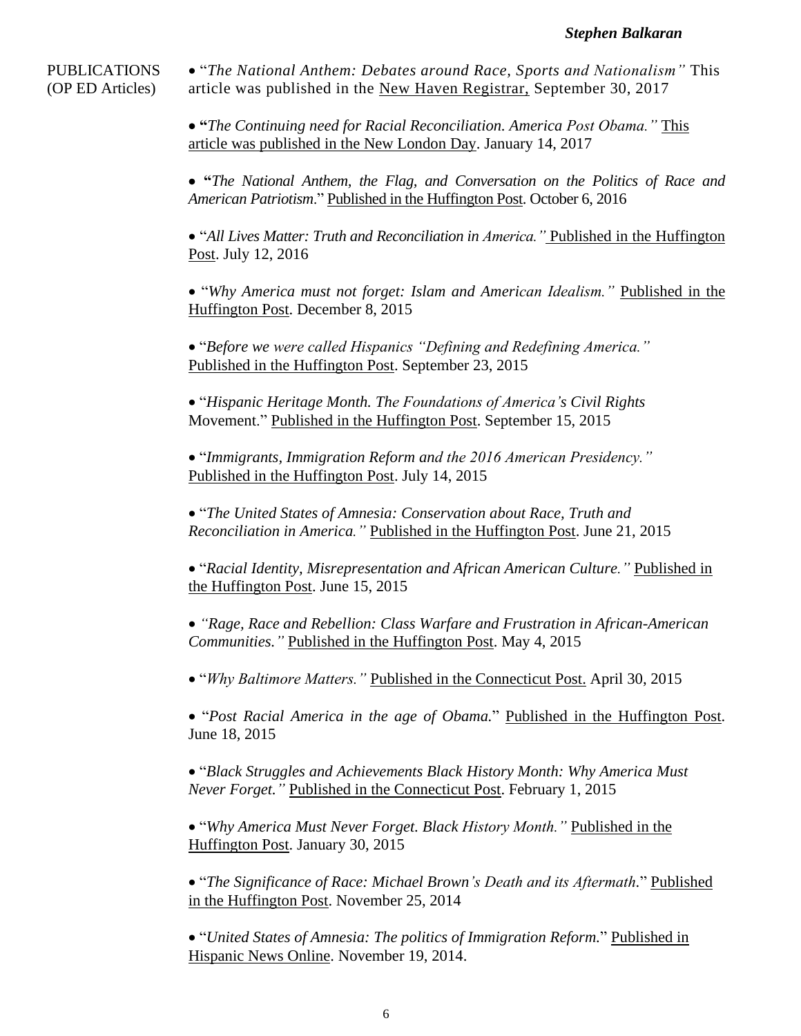**PUBLICATIONS (OP ED Articles)**

- "*The National Anthem: Debates around Race, Sports and Nationalism"* This article was published in the New Haven Registrar, September 30, 2017

- "*The Continuing need for Racial Reconciliation. America Post Obama."* This article was published in the New London Day. January 14, 2017

- "*The National Anthem, the Flag, and Conversation on the Politics of Race and American Patriotism*." Published in the Huffington Post. October 6, 2016

- "*All Lives Matter: Truth and Reconciliation in America."* Published in the Huffington Post. July 12, 2016

- "*Why America must not forget: Islam and American Idealism."* Published in the Huffington Post. December 8, 2015

- "*Before we were called Hispanics "Defining and Redefining America."* Published in the Huffington Post. September 23, 2015

- "*Hispanic Heritage Month. The Foundations of America's Civil Rights* Movement." Published in the Huffington Post. September 15, 2015

- "*Immigrants, Immigration Reform and the 2016 American Presidency."* Published in the Huffington Post. July 14, 2015

- "*The United States of Amnesia: Conservation about Race, Truth and Reconciliation in America."* Published in the Huffington Post. June 21, 2015

- "*Racial Identity, Misrepresentation and African American Culture."* Published in the Huffington Post. June 15, 2015

- *"Rage, Race and Rebellion: Class Warfare and Frustration in African-American Communities."* Published in the Huffington Post. May 4, 2015

- "*Why Baltimore Matters."* Published in the Connecticut Post. April 30, 2015

- "*Post Racial America in the age of Obama.*" Published in the Huffington Post. June 18, 2015

- "*Black Struggles and Achievements Black History Month: Why America Must Never Forget."* Published in the Connecticut Post. February 1, 2015

- "*Why America Must Never Forget. Black History Month."* Published in the Huffington Post. January 30, 2015

- "*The Significance of Race: Michael Brown's Death and its Aftermath.*" Published in the Huffington Post. November 25, 2014

- "*United States of Amnesia: The politics of Immigration Reform.*" Published in Hispanic News Online. November 19, 2014.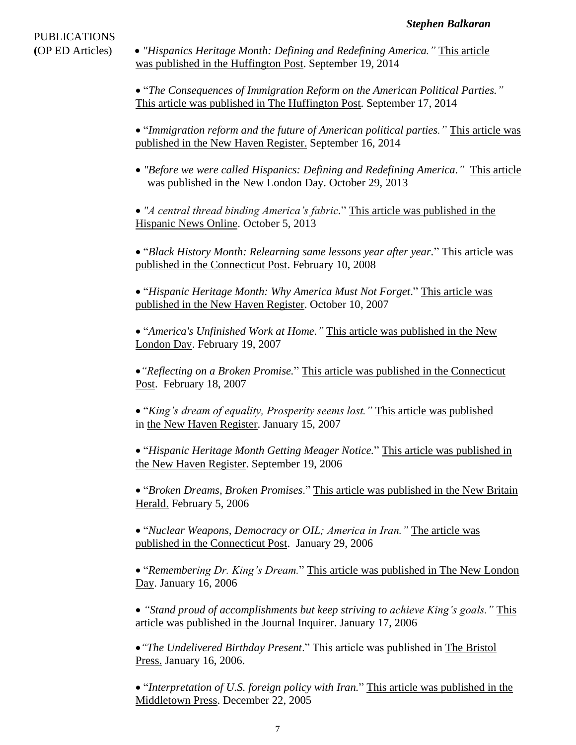PUBLICATIONS
(OP ED Articles)

- *"Hispanics Heritage Month: Defining and Redefining America."* This article was published in the Huffington Post. September 19, 2014

- "*The Consequences of Immigration Reform on the American Political Parties."* This article was published in The Huffington Post. September 17, 2014

- "*Immigration reform and the future of American political parties."* This article was published in the New Haven Register. September 16, 2014

- *"Before we were called Hispanics: Defining and Redefining America."* This article was published in the New London Day. October 29, 2013

- *"A central thread binding America's fabric.*" This article was published in the Hispanic News Online. October 5, 2013

- "*Black History Month: Relearning same lessons year after year.*" This article was published in the Connecticut Post. February 10, 2008

- "*Hispanic Heritage Month: Why America Must Not Forget.*" This article was published in the New Haven Register. October 10, 2007

- "*America's Unfinished Work at Home."* This article was published in the New London Day. February 19, 2007

- *"Reflecting on a Broken Promise.*" This article was published in the Connecticut Post. February 18, 2007

- "*King's dream of equality, Prosperity seems lost."* This article was published in the New Haven Register. January 15, 2007

- "*Hispanic Heritage Month Getting Meager Notice.*" This article was published in the New Haven Register. September 19, 2006

- "*Broken Dreams, Broken Promises.*" This article was published in the New Britain Herald. February 5, 2006

- "*Nuclear Weapons, Democracy or OIL; America in Iran."* The article was published in the Connecticut Post. January 29, 2006

- "*Remembering Dr. King's Dream.*" This article was published in The New London Day. January 16, 2006

- *"Stand proud of accomplishments but keep striving to achieve King's goals."* This article was published in the Journal Inquirer. January 17, 2006

- *"The Undelivered Birthday Present.*" This article was published in The Bristol Press. January 16, 2006.

- "*Interpretation of U.S. foreign policy with Iran.*" This article was published in the Middletown Press. December 22, 2005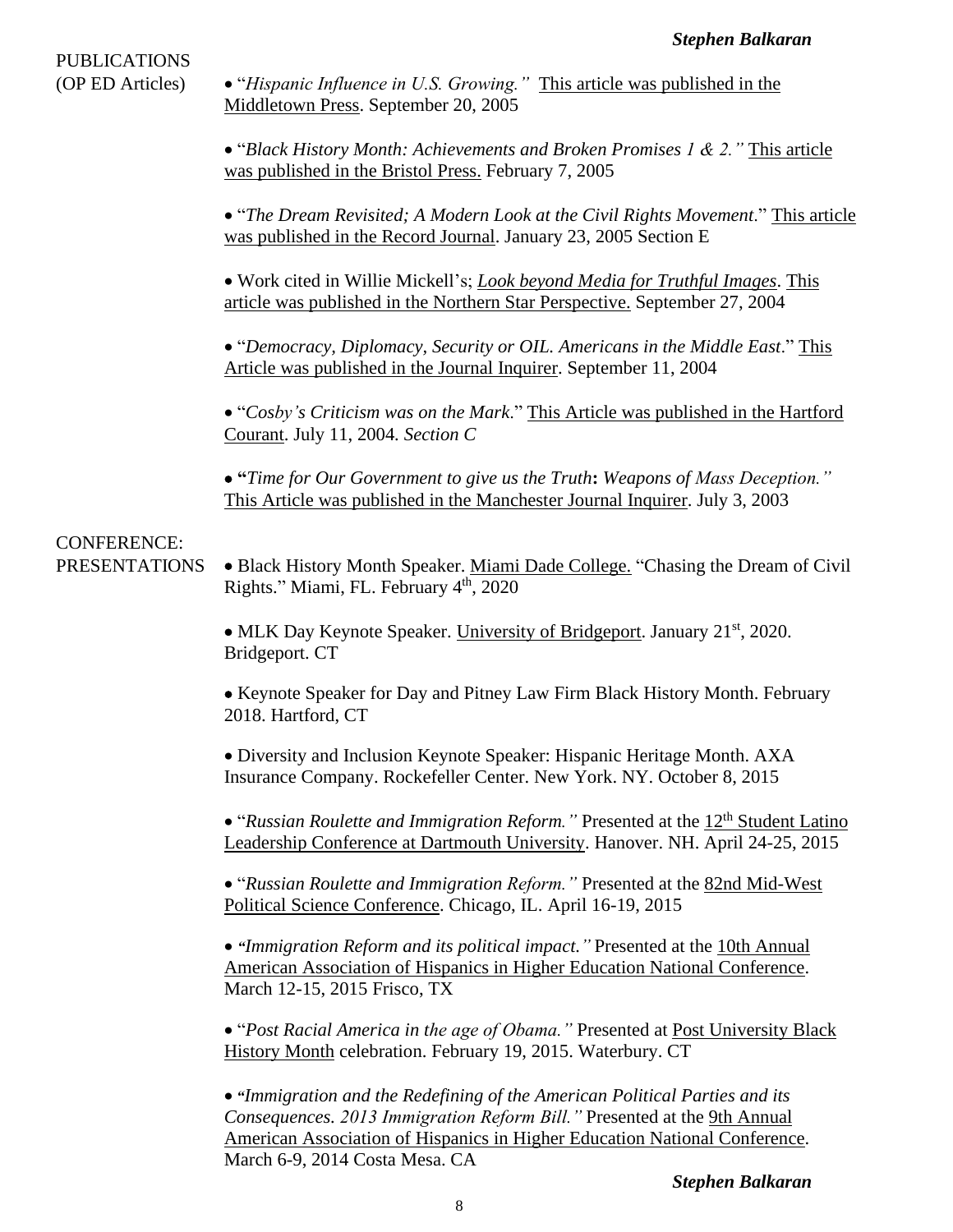## PUBLICATIONS (OP ED Articles)

- "*Hispanic Influence in U.S. Growing."* This article was published in the Middletown Press. September 20, 2005

- "*Black History Month: Achievements and Broken Promises 1 & 2."* This article was published in the Bristol Press. February 7, 2005

- "*The Dream Revisited; A Modern Look at the Civil Rights Movement*." This article was published in the Record Journal. January 23, 2005 Section E

- Work cited in Willie Mickell's; *Look beyond Media for Truthful Images*. This article was published in the Northern Star Perspective. September 27, 2004

- "*Democracy, Diplomacy, Security or OIL. Americans in the Middle East*." This Article was published in the Journal Inquirer. September 11, 2004

- "*Cosby's Criticism was on the Mark*." This Article was published in the Hartford Courant. July 11, 2004*. Section C*

- **"***Time for Our Government to give us the Truth***:** *Weapons of Mass Deception."* This Article was published in the Manchester Journal Inquirer. July 3, 2003

## CONFERENCE: PRESENTATIONS

- Black History Month Speaker. Miami Dade College. "Chasing the Dream of Civil Rights." Miami, FL. February 4th, 2020

- MLK Day Keynote Speaker. University of Bridgeport. January 21st, 2020. Bridgeport. CT

- Keynote Speaker for Day and Pitney Law Firm Black History Month. February 2018. Hartford, CT

- Diversity and Inclusion Keynote Speaker: Hispanic Heritage Month. AXA Insurance Company. Rockefeller Center. New York. NY. October 8, 2015

- "*Russian Roulette and Immigration Reform."* Presented at the 12th Student Latino Leadership Conference at Dartmouth University. Hanover. NH. April 24-25, 2015

- "*Russian Roulette and Immigration Reform."* Presented at the 82nd Mid-West Political Science Conference. Chicago, IL. April 16-19, 2015

- *"Immigration Reform and its political impact."* Presented at the 10th Annual American Association of Hispanics in Higher Education National Conference. March 12-15, 2015 Frisco, TX

- "*Post Racial America in the age of Obama."* Presented at Post University Black History Month celebration. February 19, 2015. Waterbury. CT

- *"Immigration and the Redefining of the American Political Parties and its Consequences. 2013 Immigration Reform Bill."* Presented at the 9th Annual American Association of Hispanics in Higher Education National Conference. March 6-9, 2014 Costa Mesa. CA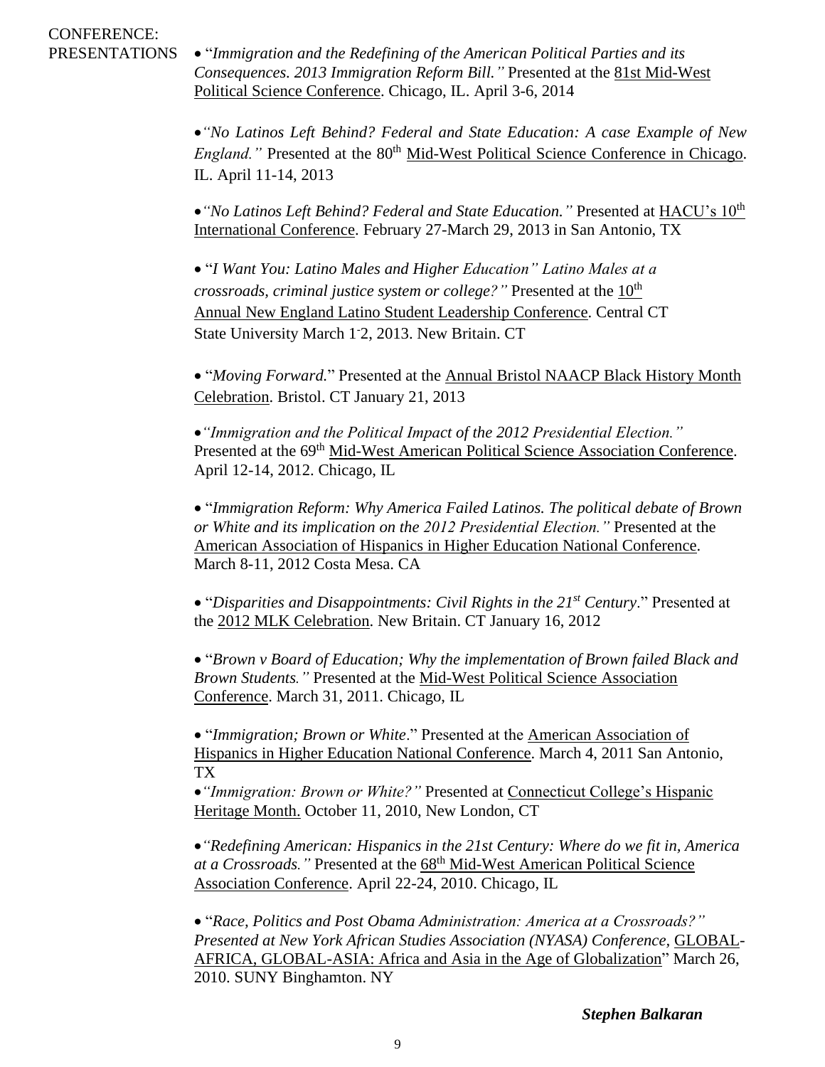CONFERENCE:
PRESENTATIONS

- "*Immigration and the Redefining of the American Political Parties and its Consequences. 2013 Immigration Reform Bill.*" Presented at the 81st Mid-West Political Science Conference. Chicago, IL. April 3-6, 2014

- *"No Latinos Left Behind? Federal and State Education: A case Example of New England."* Presented at the 80th Mid-West Political Science Conference in Chicago. IL. April 11-14, 2013

- *"No Latinos Left Behind? Federal and State Education."* Presented at HACU's 10th International Conference. February 27-March 29, 2013 in San Antonio, TX

- "*I Want You: Latino Males and Higher Education" Latino Males at a crossroads, criminal justice system or college?"* Presented at the 10th Annual New England Latino Student Leadership Conference. Central CT State University March 1-2, 2013. New Britain. CT

- "*Moving Forward.*" Presented at the Annual Bristol NAACP Black History Month Celebration. Bristol. CT January 21, 2013

- *"Immigration and the Political Impact of the 2012 Presidential Election."* Presented at the 69th Mid-West American Political Science Association Conference. April 12-14, 2012. Chicago, IL

- "*Immigration Reform: Why America Failed Latinos. The political debate of Brown or White and its implication on the 2012 Presidential Election."* Presented at the American Association of Hispanics in Higher Education National Conference. March 8-11, 2012 Costa Mesa. CA

- "*Disparities and Disappointments: Civil Rights in the 21st Century*." Presented at the 2012 MLK Celebration. New Britain. CT January 16, 2012

- "*Brown v Board of Education; Why the implementation of Brown failed Black and Brown Students."* Presented at the Mid-West Political Science Association Conference. March 31, 2011. Chicago, IL

- "*Immigration; Brown or White*." Presented at the American Association of Hispanics in Higher Education National Conference. March 4, 2011 San Antonio, TX

- *"Immigration: Brown or White?"* Presented at Connecticut College's Hispanic Heritage Month. October 11, 2010, New London, CT

- *"Redefining American: Hispanics in the 21st Century: Where do we fit in, America at a Crossroads."* Presented at the 68th Mid-West American Political Science Association Conference. April 22-24, 2010. Chicago, IL

- "*Race, Politics and Post Obama Administration: America at a Crossroads?" Presented at New York African Studies Association (NYASA) Conference,* GLOBAL-AFRICA, GLOBAL-ASIA: Africa and Asia in the Age of Globalization" March 26, 2010. SUNY Binghamton. NY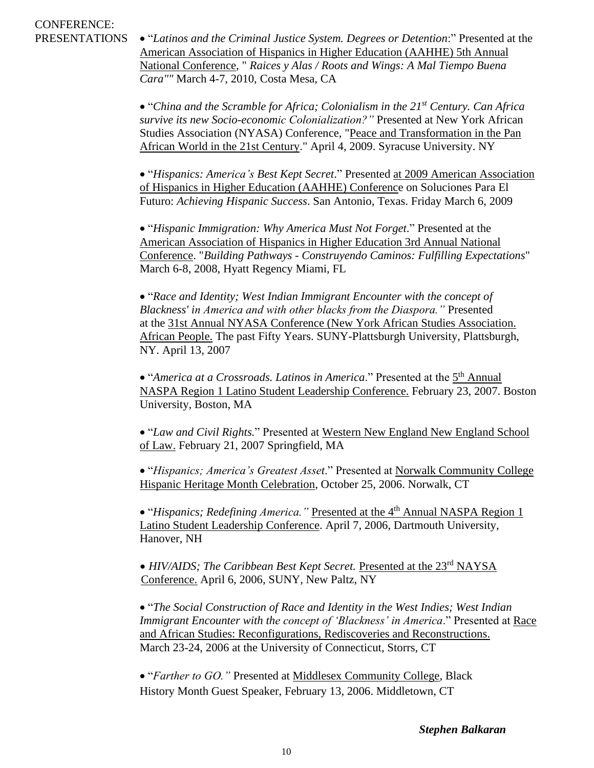CONFERENCE:
PRESENTATIONS

- "*Latinos and the Criminal Justice System. Degrees or Detention*:" Presented at the American Association of Hispanics in Higher Education (AAHHE) 5th Annual National Conference, " *Raices y Alas / Roots and Wings: A Mal Tiempo Buena Cara""* March 4-7, 2010, Costa Mesa, CA

- "*China and the Scramble for Africa; Colonialism in the 21st Century. Can Africa survive its new Socio-economic Colonialization?"* Presented at New York African Studies Association (NYASA) Conference, "Peace and Transformation in the Pan African World in the 21st Century." April 4, 2009. Syracuse University. NY

- "*Hispanics: America's Best Kept Secret*." Presented at 2009 American Association of Hispanics in Higher Education (AAHHE) Conference on Soluciones Para El Futuro: *Achieving Hispanic Success*. San Antonio, Texas. Friday March 6, 2009

- "*Hispanic Immigration: Why America Must Not Forget*." Presented at the American Association of Hispanics in Higher Education 3rd Annual National Conference. "*Building Pathways - Construyendo Caminos: Fulfilling Expectations*" March 6-8, 2008, Hyatt Regency Miami, FL

- "*Race and Identity; West Indian Immigrant Encounter with the concept of Blackness' in America and with other blacks from the Diaspora."* Presented at the 31st Annual NYASA Conference (New York African Studies Association. African People. The past Fifty Years. SUNY-Plattsburgh University, Plattsburgh, NY. April 13, 2007

- "*America at a Crossroads. Latinos in America*." Presented at the 5th Annual NASPA Region 1 Latino Student Leadership Conference. February 23, 2007. Boston University, Boston, MA

- "*Law and Civil Rights*." Presented at Western New England New England School of Law. February 21, 2007 Springfield, MA

- "*Hispanics; America's Greatest Asset*." Presented at Norwalk Community College Hispanic Heritage Month Celebration, October 25, 2006. Norwalk, CT

- "*Hispanics; Redefining America."* Presented at the 4th Annual NASPA Region 1 Latino Student Leadership Conference. April 7, 2006, Dartmouth University, Hanover, NH

- *HIV/AIDS; The Caribbean Best Kept Secret.* Presented at the 23rd NAYSA Conference. April 6, 2006, SUNY, New Paltz, NY

- "*The Social Construction of Race and Identity in the West Indies; West Indian Immigrant Encounter with the concept of 'Blackness' in America*." Presented at Race and African Studies: Reconfigurations, Rediscoveries and Reconstructions. March 23-24, 2006 at the University of Connecticut, Storrs, CT

- "*Farther to GO."* Presented at Middlesex Community College, Black History Month Guest Speaker, February 13, 2006. Middletown, CT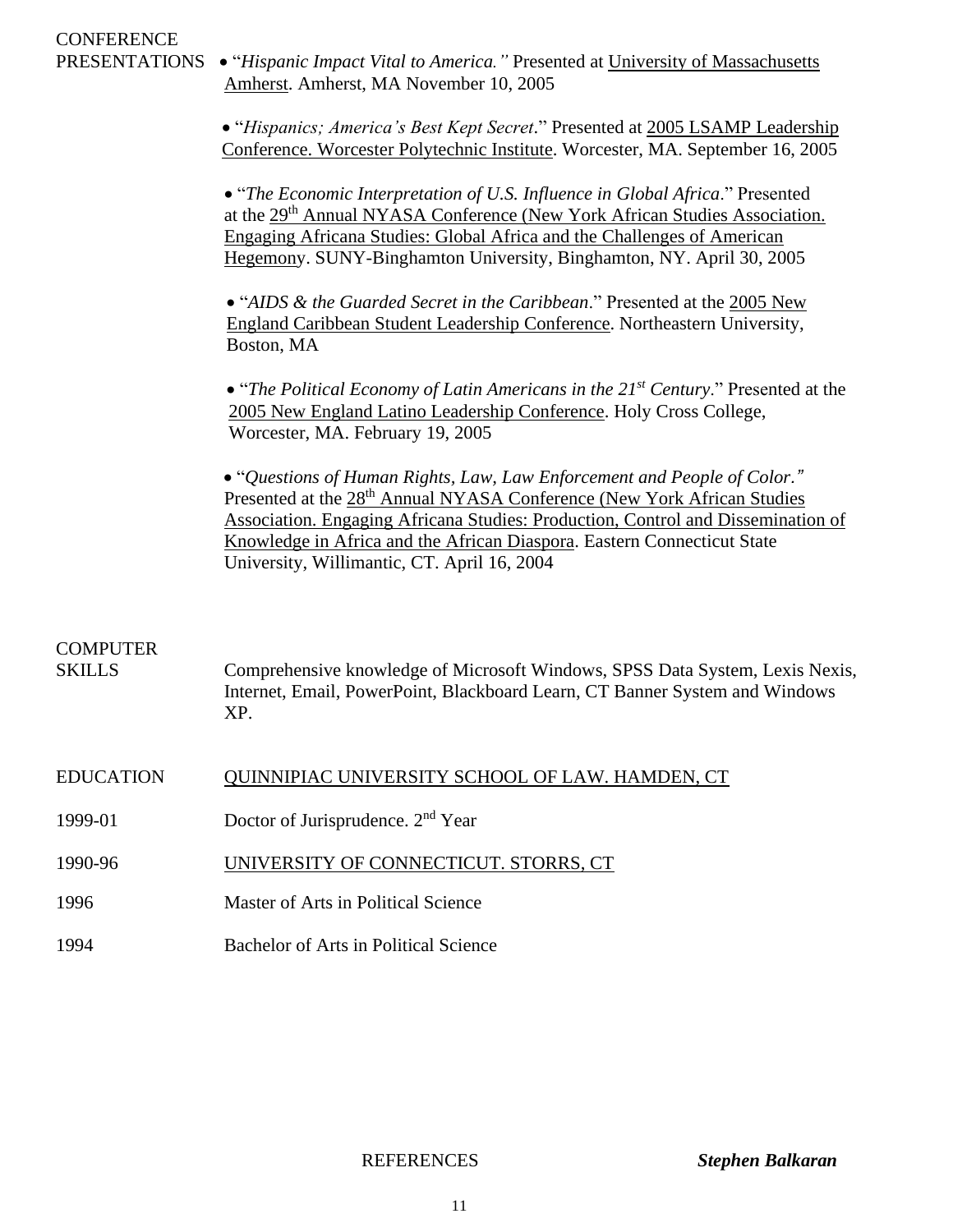CONFERENCE PRESENTATIONS

- "*Hispanic Impact Vital to America.*" Presented at University of Massachusetts Amherst. Amherst, MA November 10, 2005

- "*Hispanics; America's Best Kept Secret*." Presented at 2005 LSAMP Leadership Conference. Worcester Polytechnic Institute. Worcester, MA. September 16, 2005

- "*The Economic Interpretation of U.S. Influence in Global Africa*." Presented at the 29th Annual NYASA Conference (New York African Studies Association. Engaging Africana Studies: Global Africa and the Challenges of American Hegemony. SUNY-Binghamton University, Binghamton, NY. April 30, 2005

- "*AIDS & the Guarded Secret in the Caribbean*." Presented at the 2005 New England Caribbean Student Leadership Conference. Northeastern University, Boston, MA

- "*The Political Economy of Latin Americans in the 21st Century*." Presented at the 2005 New England Latino Leadership Conference. Holy Cross College, Worcester, MA. February 19, 2005

- "*Questions of Human Rights, Law, Law Enforcement and People of Color.*" Presented at the 28th Annual NYASA Conference (New York African Studies Association. Engaging Africana Studies: Production, Control and Dissemination of Knowledge in Africa and the African Diaspora. Eastern Connecticut State University, Willimantic, CT. April 16, 2004

COMPUTER SKILLS

Comprehensive knowledge of Microsoft Windows, SPSS Data System, Lexis Nexis, Internet, Email, PowerPoint, Blackboard Learn, CT Banner System and Windows XP.

EDUCATION

QUINNIPIAC UNIVERSITY SCHOOL OF LAW. HAMDEN, CT

1999-01 Doctor of Jurisprudence. 2nd Year

1990-96 UNIVERSITY OF CONNECTICUT. STORRS, CT

1996 Master of Arts in Political Science

1994 Bachelor of Arts in Political Science

REFERENCES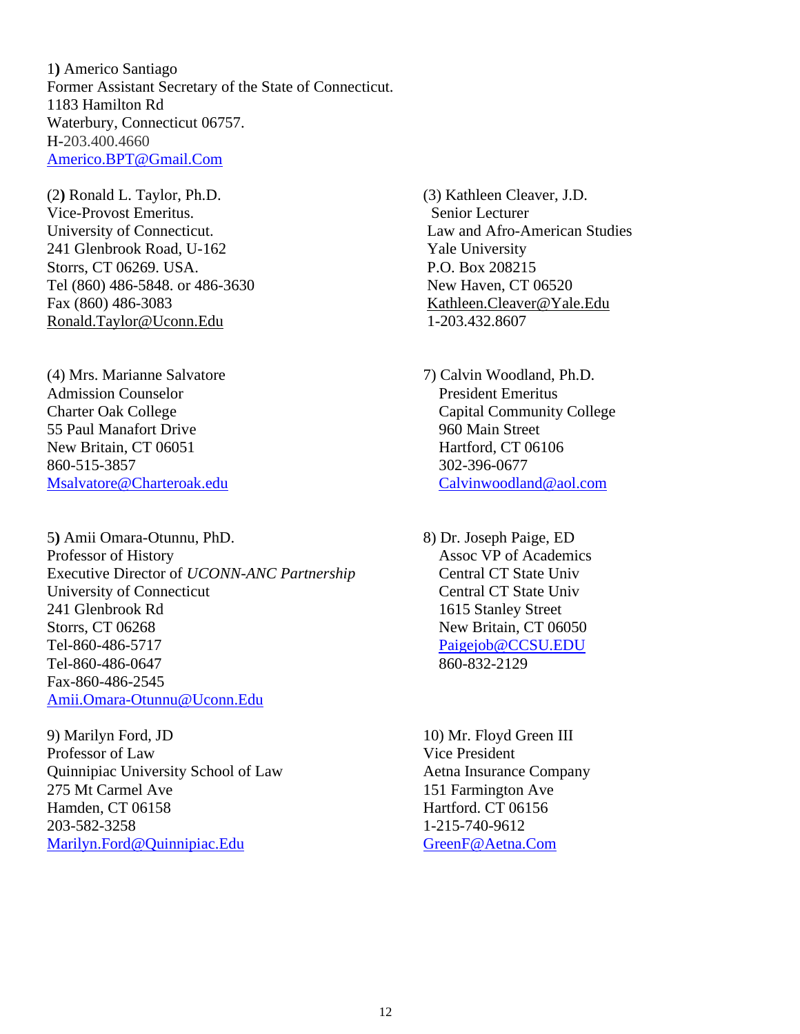1) Americo Santiago
Former Assistant Secretary of the State of Connecticut.
1183 Hamilton Rd
Waterbury, Connecticut 06757.
H-203.400.4660
Americo.BPT@Gmail.Com

(2) Ronald L. Taylor, Ph.D.
Vice-Provost Emeritus.
University of Connecticut.
241 Glenbrook Road, U-162
Storrs, CT 06269. USA.
Tel (860) 486-5848. or 486-3630
Fax (860) 486-3083
Ronald.Taylor@Uconn.Edu

(3) Kathleen Cleaver, J.D.
Senior Lecturer
Law and Afro-American Studies
Yale University
P.O. Box 208215
New Haven, CT 06520
Kathleen.Cleaver@Yale.Edu
1-203.432.8607

(4) Mrs. Marianne Salvatore
Admission Counselor
Charter Oak College
55 Paul Manafort Drive
New Britain, CT 06051
860-515-3857
Msalvatore@Charteroak.edu

7) Calvin Woodland, Ph.D.
President Emeritus
Capital Community College
960 Main Street
Hartford, CT 06106
302-396-0677
Calvinwoodland@aol.com

5) Amii Omara-Otunnu, PhD.
Professor of History
Executive Director of *UCONN-ANC Partnership*
University of Connecticut
241 Glenbrook Rd
Storrs, CT 06268
Tel-860-486-5717
Tel-860-486-0647
Fax-860-486-2545
Amii.Omara-Otunnu@Uconn.Edu

8) Dr. Joseph Paige, ED
Assoc VP of Academics
Central CT State Univ
Central CT State Univ
1615 Stanley Street
New Britain, CT 06050
Paigejob@CCSU.EDU
860-832-2129

9) Marilyn Ford, JD
Professor of Law
Quinnipiac University School of Law
275 Mt Carmel Ave
Hamden, CT 06158
203-582-3258
Marilyn.Ford@Quinnipiac.Edu

10) Mr. Floyd Green III
Vice President
Aetna Insurance Company
151 Farmington Ave
Hartford. CT 06156
1-215-740-9612
GreenF@Aetna.Com